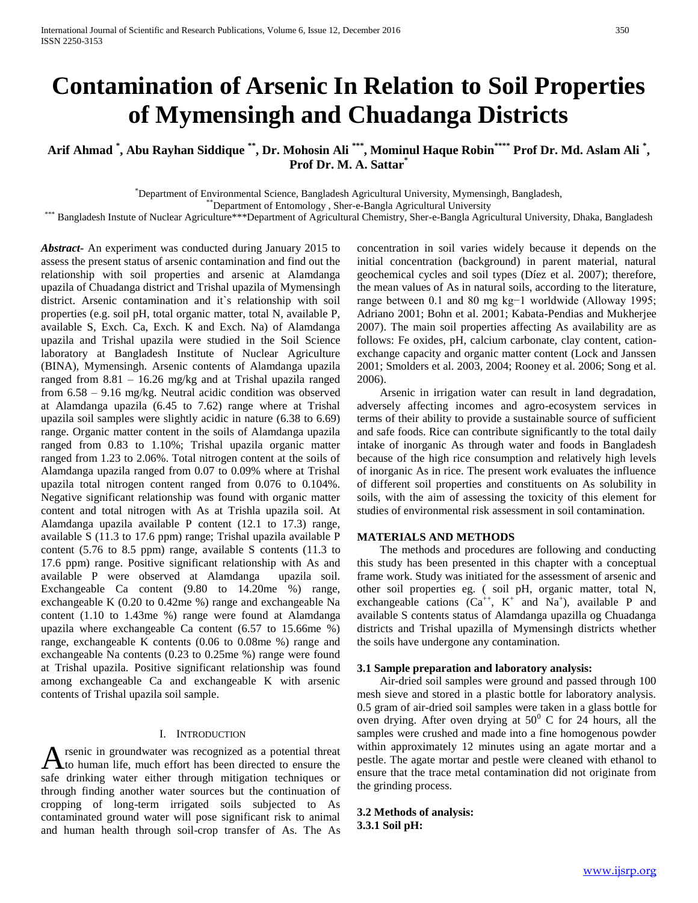# Contamination of Arsenic In Relation to Soil Properties of Mymensingh and Chuadanga Districts

**Arif Ahmad [*], Abu Rayhan Siddique [**], Dr. Mohosin Ali [***], Mominul Haque Robin[****] Prof Dr. Md. Aslam Ali [*], Prof Dr. M. A. Sattar[*]**

[*]Department of Environmental Science, Bangladesh Agricultural University, Mymensingh, Bangladesh,
[**]Department of Entomology , Sher-e-Bangla Agricultural University
[***] Bangladesh Instute of Nuclear Agriculture***Department of Agricultural Chemistry, Sher-e-Bangla Agricultural University, Dhaka, Bangladesh

***Abstract*****-** An experiment was conducted during January 2015 to assess the present status of arsenic contamination and find out the relationship with soil properties and arsenic at Alamdanga upazila of Chuadanga district and Trishal upazila of Mymensingh district. Arsenic contamination and it`s relationship with soil properties (e.g. soil pH, total organic matter, total N, available P, available S, Exch. Ca, Exch. K and Exch. Na) of Alamdanga upazila and Trishal upazila were studied in the Soil Science laboratory at Bangladesh Institute of Nuclear Agriculture (BINA), Mymensingh. Arsenic contents of Alamdanga upazila ranged from 8.81 – 16.26 mg/kg and at Trishal upazila ranged from 6.58 – 9.16 mg/kg. Neutral acidic condition was observed at Alamdanga upazila (6.45 to 7.62) range where at Trishal upazila soil samples were slightly acidic in nature (6.38 to 6.69) range. Organic matter content in the soils of Alamdanga upazila ranged from 0.83 to 1.10%; Trishal upazila organic matter ranged from 1.23 to 2.06%. Total nitrogen content at the soils of Alamdanga upazila ranged from 0.07 to 0.09% where at Trishal upazila total nitrogen content ranged from 0.076 to 0.104%. Negative significant relationship was found with organic matter content and total nitrogen with As at Trishla upazila soil. At Alamdanga upazila available P content (12.1 to 17.3) range, available S (11.3 to 17.6 ppm) range; Trishal upazila available P content (5.76 to 8.5 ppm) range, available S contents (11.3 to 17.6 ppm) range. Positive significant relationship with As and available P were observed at Alamdanga upazila soil. Exchangeable Ca content (9.80 to 14.20me %) range, exchangeable K (0.20 to 0.42me %) range and exchangeable Na content (1.10 to 1.43me %) range were found at Alamdanga upazila where exchangeable Ca content (6.57 to 15.66me %) range, exchangeable K contents (0.06 to 0.08me %) range and exchangeable Na contents (0.23 to 0.25me %) range were found at Trishal upazila. Positive significant relationship was found among exchangeable Ca and exchangeable K with arsenic contents of Trishal upazila soil sample.

## I. Introduction

Arsenic in groundwater was recognized as a potential threat to human life, much effort has been directed to ensure the safe drinking water either through mitigation techniques or through finding another water sources but the continuation of cropping of long-term irrigated soils subjected to As contaminated ground water will pose significant risk to animal and human health through soil-crop transfer of As. The As concentration in soil varies widely because it depends on the initial concentration (background) in parent material, natural geochemical cycles and soil types (Díez et al. 2007); therefore, the mean values of As in natural soils, according to the literature, range between 0.1 and 80 mg kg−1 worldwide (Alloway 1995; Adriano 2001; Bohn et al. 2001; Kabata-Pendias and Mukherjee 2007). The main soil properties affecting As availability are as follows: Fe oxides, pH, calcium carbonate, clay content, cation-exchange capacity and organic matter content (Lock and Janssen 2001; Smolders et al. 2003, 2004; Rooney et al. 2006; Song et al. 2006).

Arsenic in irrigation water can result in land degradation, adversely affecting incomes and agro-ecosystem services in terms of their ability to provide a sustainable source of sufficient and safe foods. Rice can contribute significantly to the total daily intake of inorganic As through water and foods in Bangladesh because of the high rice consumption and relatively high levels of inorganic As in rice. The present work evaluates the influence of different soil properties and constituents on As solubility in soils, with the aim of assessing the toxicity of this element for studies of environmental risk assessment in soil contamination.

## MATERIALS AND METHODS

The methods and procedures are following and conducting this study has been presented in this chapter with a conceptual frame work. Study was initiated for the assessment of arsenic and other soil properties eg. ( soil pH, organic matter, total N, exchangeable cations ($Ca^{++}$, $K^{+}$ and $Na^{+}$), available P and available S contents status of Alamdanga upazilla og Chuadanga districts and Trishal upazilla of Mymensingh districts whether the soils have undergone any contamination.

### 3.1 Sample preparation and laboratory analysis:

Air-dried soil samples were ground and passed through 100 mesh sieve and stored in a plastic bottle for laboratory analysis. 0.5 gram of air-dried soil samples were taken in a glass bottle for oven drying. After oven drying at $50^0$ C for 24 hours, all the samples were crushed and made into a fine homogenous powder within approximately 12 minutes using an agate mortar and a pestle. The agate mortar and pestle were cleaned with ethanol to ensure that the trace metal contamination did not originate from the grinding process.

### 3.2 Methods of analysis:

### 3.3.1 Soil pH: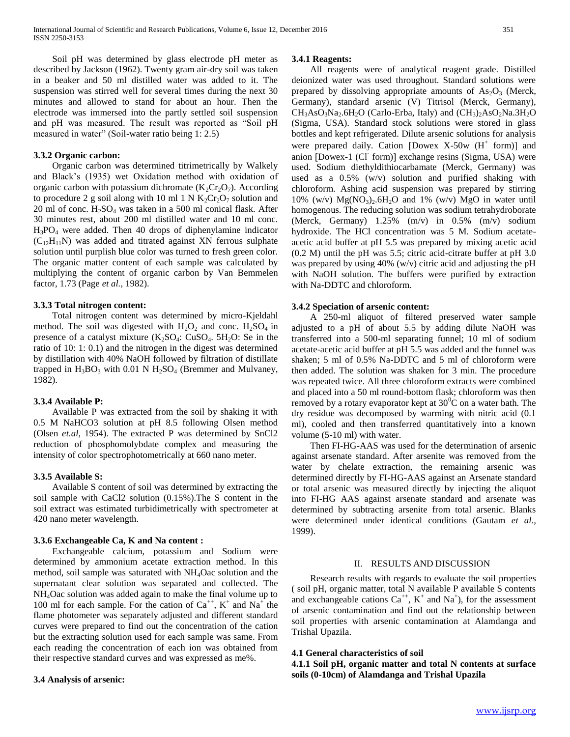Soil pH was determined by glass electrode pH meter as described by Jackson (1962). Twenty gram air-dry soil was taken in a beaker and 50 ml distilled water was added to it. The suspension was stirred well for several times during the next 30 minutes and allowed to stand for about an hour. Then the electrode was immersed into the partly settled soil suspension and pH was measured. The result was reported as "Soil pH measured in water" (Soil-water ratio being 1: 2.5)

### 3.3.2 Organic carbon:

Organic carbon was determined titrimetrically by Walkely and Black's (1935) wet Oxidation method with oxidation of organic carbon with potassium dichromate ($K_2Cr_2O_7$). According to procedure 2 g soil along with 10 ml 1 N $K_2Cr_2O_7$ solution and 20 ml of conc. $H_2SO_4$ was taken in a 500 ml conical flask. After 30 minutes rest, about 200 ml distilled water and 10 ml conc. $H_3PO_4$ were added. Then 40 drops of diphenylamine indicator ($C_{12}H_{11}N$) was added and titrated against XN ferrous sulphate solution until purplish blue color was turned to fresh green color. The organic matter content of each sample was calculated by multiplying the content of organic carbon by Van Bemmelen factor, 1.73 (Page *et al.,* 1982).

### 3.3.3 Total nitrogen content:

Total nitrogen content was determined by micro-Kjeldahl method. The soil was digested with $H_2O_2$ and conc. $H_2SO_4$ in presence of a catalyst mixture ($K_2SO_4$: $CuSO_4$. $5H_2O$: Se in the ratio of 10: 1: 0.1) and the nitrogen in the digest was determined by distillation with 40% NaOH followed by filtration of distillate trapped in $H_3BO_3$ with 0.01 N $H_2SO_4$ (Bremmer and Mulvaney, 1982).

### 3.3.4 Available P:

Available P was extracted from the soil by shaking it with 0.5 M NaHCO3 solution at pH 8.5 following Olsen method (Olsen *et.al,* 1954). The extracted P was determined by SnCl2 reduction of phosphomolybdate complex and measuring the intensity of color spectrophotometrically at 660 nano meter.

### 3.3.5 Available S:

Available S content of soil was determined by extracting the soil sample with CaCl2 solution (0.15%).The S content in the soil extract was estimated turbidimetrically with spectrometer at 420 nano meter wavelength.

### 3.3.6 Exchangeable Ca, K and Na content :

Exchangeable calcium, potassium and Sodium were determined by ammonium acetate extraction method. In this method, soil sample was saturated with $NH_4$Oac solution and the supernatant clear solution was separated and collected. The $NH_4$Oac solution was added again to make the final volume up to 100 ml for each sample. For the cation of $Ca^{++}$, $K^+$ and $Na^+$ the flame photometer was separately adjusted and different standard curves were prepared to find out the concentration of the cation but the extracting solution used for each sample was same. From each reading the concentration of each ion was obtained from their respective standard curves and was expressed as me%.

### 3.4 Analysis of arsenic:

#### 3.4.1 Reagents:

All reagents were of analytical reagent grade. Distilled deionized water was used throughout. Standard solutions were prepared by dissolving appropriate amounts of $As_2O_3$ (Merck, Germany), standard arsenic (V) Titrisol (Merck, Germany), $CH_3AsO_3Na_2.6H_2O$ (Carlo-Erba, Italy) and $(CH_3)_2AsO_2Na.3H_2O$ (Sigma, USA). Standard stock solutions were stored in glass bottles and kept refrigerated. Dilute arsenic solutions for analysis were prepared daily. Cation [Dowex X-50w ($H^+$ form)] and anion [Dowex-1 ($Cl^-$ form)] exchange resins (Sigma, USA) were used. Sodium diethyldithiocarbamate (Merck, Germany) was used as a 0.5% (w/v) solution and purified shaking with chloroform. Ashing acid suspension was prepared by stirring 10% (w/v) $Mg(NO_3)_2.6H_2O$ and 1% (w/v) MgO in water until homogenous. The reducing solution was sodium tetrahydroborate (Merck, Germany) 1.25% (m/v) in 0.5% (m/v) sodium hydroxide. The HCl concentration was 5 M. Sodium acetate-acetic acid buffer at pH 5.5 was prepared by mixing acetic acid (0.2 M) until the pH was 5.5; citric acid-citrate buffer at pH 3.0 was prepared by using 40% (w/v) citric acid and adjusting the pH with NaOH solution. The buffers were purified by extraction with Na-DDTC and chloroform.

#### 3.4.2 Speciation of arsenic content:

A 250-ml aliquot of filtered preserved water sample adjusted to a pH of about 5.5 by adding dilute NaOH was transferred into a 500-ml separating funnel; 10 ml of sodium acetate-acetic acid buffer at pH 5.5 was added and the funnel was shaken; 5 ml of 0.5% Na-DDTC and 5 ml of chloroform were then added. The solution was shaken for 3 min. The procedure was repeated twice. All three chloroform extracts were combined and placed into a 50 ml round-bottom flask; chloroform was then removed by a rotary evaporator kept at $30^0$C on a water bath. The dry residue was decomposed by warming with nitric acid (0.1 ml), cooled and then transferred quantitatively into a known volume (5-10 ml) with water.

Then FI-HG-AAS was used for the determination of arsenic against arsenate standard. After arsenite was removed from the water by chelate extraction, the remaining arsenic was determined directly by FI-HG-AAS against an Arsenate standard or total arsenic was measured directly by injecting the aliquot into FI-HG AAS against arsenate standard and arsenate was determined by subtracting arsenite from total arsenic. Blanks were determined under identical conditions (Gautam *et al.,* 1999).

## II. RESULTS AND DISCUSSION

Research results with regards to evaluate the soil properties ( soil pH, organic matter, total N available P available S contents and exchangeable cations $Ca^{++}$, $K^+$ and $Na^+$), for the assessment of arsenic contamination and find out the relationship between soil properties with arsenic contamination at Alamdanga and Trishal Upazila.

### 4.1 General characteristics of soil

#### 4.1.1 Soil pH, organic matter and total N contents at surface soils (0-10cm) of Alamdanga and Trishal Upazila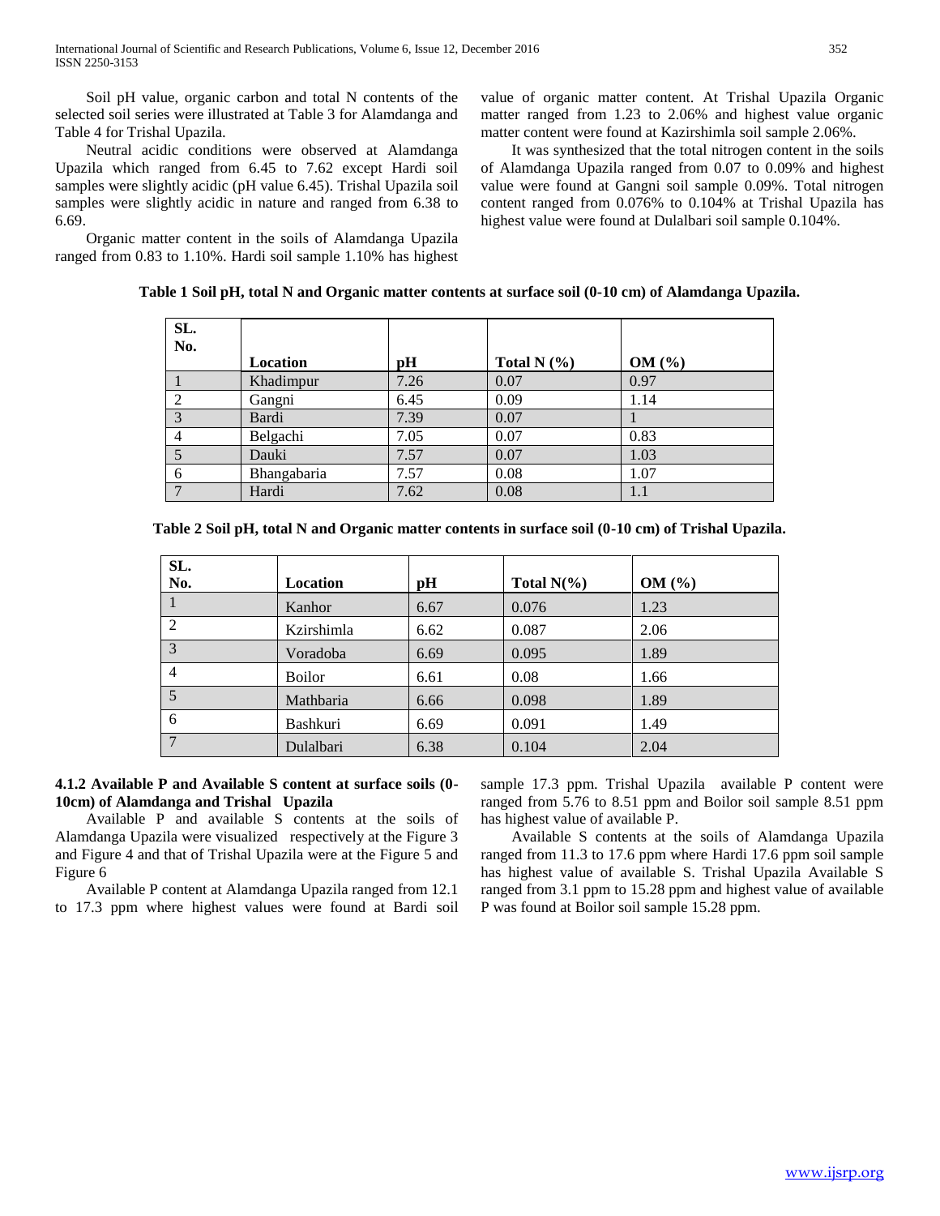Soil pH value, organic carbon and total N contents of the selected soil series were illustrated at Table 3 for Alamdanga and Table 4 for Trishal Upazila.

Neutral acidic conditions were observed at Alamdanga Upazila which ranged from 6.45 to 7.62 except Hardi soil samples were slightly acidic (pH value 6.45). Trishal Upazila soil samples were slightly acidic in nature and ranged from 6.38 to 6.69.

Organic matter content in the soils of Alamdanga Upazila ranged from 0.83 to 1.10%. Hardi soil sample 1.10% has highest value of organic matter content. At Trishal Upazila Organic matter ranged from 1.23 to 2.06% and highest value organic matter content were found at Kazirshimla soil sample 2.06%.

It was synthesized that the total nitrogen content in the soils of Alamdanga Upazila ranged from 0.07 to 0.09% and highest value were found at Gangni soil sample 0.09%. Total nitrogen content ranged from 0.076% to 0.104% at Trishal Upazila has highest value were found at Dulalbari soil sample 0.104%.

**Table 1 Soil pH, total N and Organic matter contents at surface soil (0-10 cm) of Alamdanga Upazila.**

| SL. No. | Location | pH | Total N (%) | OM (%) |
|---|---|---|---|---|
| 1 | Khadimpur | 7.26 | 0.07 | 0.97 |
| 2 | Gangni | 6.45 | 0.09 | 1.14 |
| 3 | Bardi | 7.39 | 0.07 | 1 |
| 4 | Belgachi | 7.05 | 0.07 | 0.83 |
| 5 | Dauki | 7.57 | 0.07 | 1.03 |
| 6 | Bhangabaria | 7.57 | 0.08 | 1.07 |
| 7 | Hardi | 7.62 | 0.08 | 1.1 |

**Table 2 Soil pH, total N and Organic matter contents in surface soil (0-10 cm) of Trishal Upazila.**

| SL. No. | Location | pH | Total N(%) | OM (%) |
|---|---|---|---|---|
| 1 | Kanhor | 6.67 | 0.076 | 1.23 |
| 2 | Kzirshimla | 6.62 | 0.087 | 2.06 |
| 3 | Voradoba | 6.69 | 0.095 | 1.89 |
| 4 | Boilor | 6.61 | 0.08 | 1.66 |
| 5 | Mathbaria | 6.66 | 0.098 | 1.89 |
| 6 | Bashkuri | 6.69 | 0.091 | 1.49 |
| 7 | Dulalbari | 6.38 | 0.104 | 2.04 |

#### 4.1.2 Available P and Available S content at surface soils (0-10cm) of Alamdanga and Trishal Upazila

Available P and available S contents at the soils of Alamdanga Upazila were visualized respectively at the Figure 3 and Figure 4 and that of Trishal Upazila were at the Figure 5 and Figure 6

Available P content at Alamdanga Upazila ranged from 12.1 to 17.3 ppm where highest values were found at Bardi soil sample 17.3 ppm. Trishal Upazila available P content were ranged from 5.76 to 8.51 ppm and Boilor soil sample 8.51 ppm has highest value of available P.

Available S contents at the soils of Alamdanga Upazila ranged from 11.3 to 17.6 ppm where Hardi 17.6 ppm soil sample has highest value of available S. Trishal Upazila Available S ranged from 3.1 ppm to 15.28 ppm and highest value of available P was found at Boilor soil sample 15.28 ppm.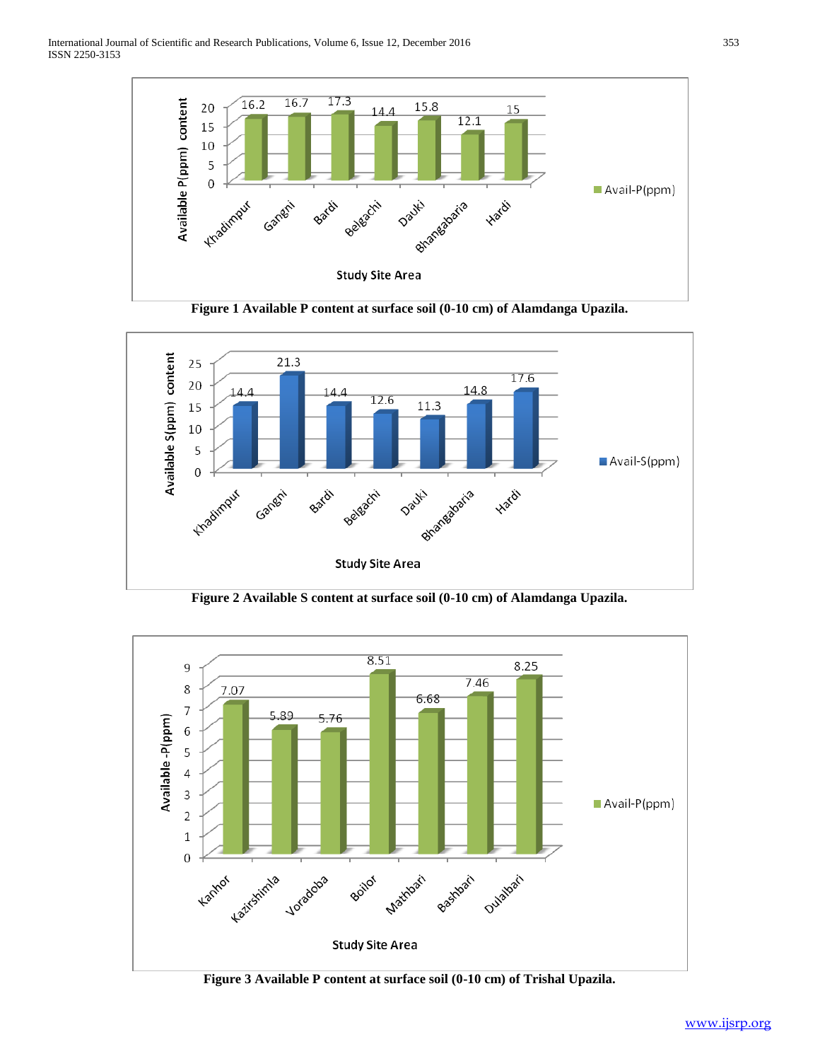Figure 1 Available P content at surface soil (0-10 cm) of Alamdanga Upazila.

Figure 2 Available S content at surface soil (0-10 cm) of Alamdanga Upazila.

Figure 3 Available P content at surface soil (0-10 cm) of Trishal Upazila.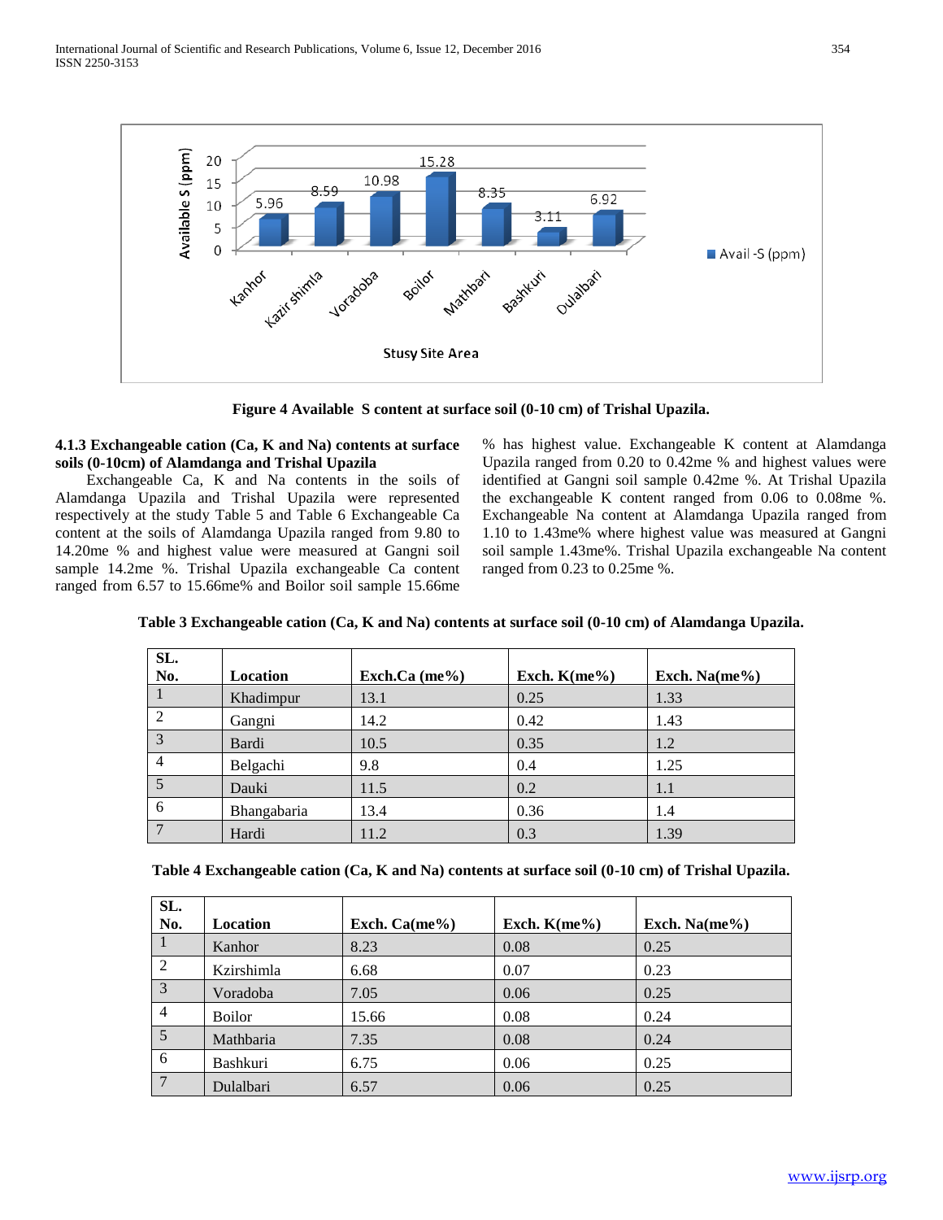Figure 4 Available S content at surface soil (0-10 cm) of Trishal Upazila.

### 4.1.3 Exchangeable cation (Ca, K and Na) contents at surface soils (0-10cm) of Alamdanga and Trishal Upazila

Exchangeable Ca, K and Na contents in the soils of Alamdanga Upazila and Trishal Upazila were represented respectively at the study Table 5 and Table 6 Exchangeable Ca content at the soils of Alamdanga Upazila ranged from 9.80 to 14.20me % and highest value were measured at Gangni soil sample 14.2me %. Trishal Upazila exchangeable Ca content ranged from 6.57 to 15.66me% and Boilor soil sample 15.66me % has highest value. Exchangeable K content at Alamdanga Upazila ranged from 0.20 to 0.42me % and highest values were identified at Gangni soil sample 0.42me %. At Trishal Upazila the exchangeable K content ranged from 0.06 to 0.08me %. Exchangeable Na content at Alamdanga Upazila ranged from 1.10 to 1.43me% where highest value was measured at Gangni soil sample 1.43me%. Trishal Upazila exchangeable Na content ranged from 0.23 to 0.25me %.

**Table 3 Exchangeable cation (Ca, K and Na) contents at surface soil (0-10 cm) of Alamdanga Upazila.**

| SL. No. | Location | Exch.Ca (me%) | Exch. K(me%) | Exch. Na(me%) |
|---|---|---|---|---|
| 1 | Khadimpur | 13.1 | 0.25 | 1.33 |
| 2 | Gangni | 14.2 | 0.42 | 1.43 |
| 3 | Bardi | 10.5 | 0.35 | 1.2 |
| 4 | Belgachi | 9.8 | 0.4 | 1.25 |
| 5 | Dauki | 11.5 | 0.2 | 1.1 |
| 6 | Bhangabaria | 13.4 | 0.36 | 1.4 |
| 7 | Hardi | 11.2 | 0.3 | 1.39 |

**Table 4 Exchangeable cation (Ca, K and Na) contents at surface soil (0-10 cm) of Trishal Upazila.**

| SL. No. | Location | Exch. Ca(me%) | Exch. K(me%) | Exch. Na(me%) |
|---|---|---|---|---|
| 1 | Kanhor | 8.23 | 0.08 | 0.25 |
| 2 | Kzirshimla | 6.68 | 0.07 | 0.23 |
| 3 | Voradoba | 7.05 | 0.06 | 0.25 |
| 4 | Boilor | 15.66 | 0.08 | 0.24 |
| 5 | Mathbaria | 7.35 | 0.08 | 0.24 |
| 6 | Bashkuri | 6.75 | 0.06 | 0.25 |
| 7 | Dulalbari | 6.57 | 0.06 | 0.25 |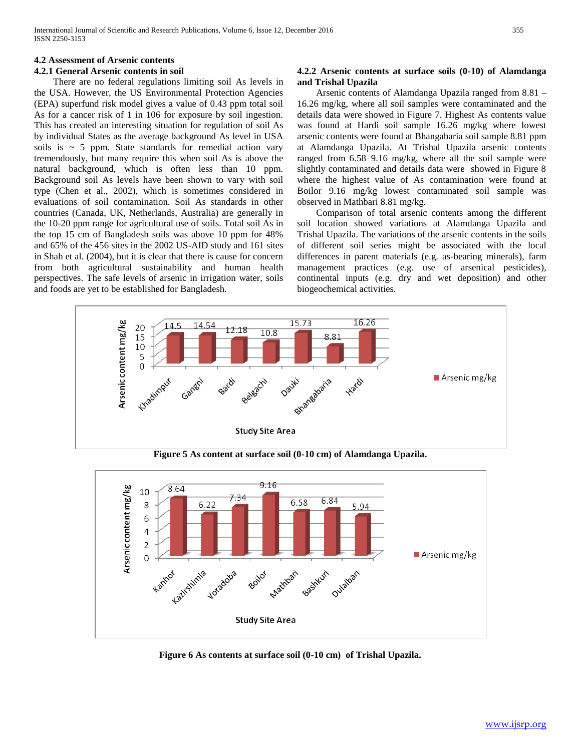### 4.2 Assessment of Arsenic contents

#### 4.2.1 General Arsenic contents in soil

There are no federal regulations limiting soil As levels in the USA. However, the US Environmental Protection Agencies (EPA) superfund risk model gives a value of 0.43 ppm total soil As for a cancer risk of 1 in 106 for exposure by soil ingestion. This has created an interesting situation for regulation of soil As by individual States as the average background As level in USA soils is ~ 5 ppm. State standards for remedial action vary tremendously, but many require this when soil As is above the natural background, which is often less than 10 ppm. Background soil As levels have been shown to vary with soil type (Chen et al., 2002), which is sometimes considered in evaluations of soil contamination. Soil As standards in other countries (Canada, UK, Netherlands, Australia) are generally in the 10-20 ppm range for agricultural use of soils. Total soil As in the top 15 cm of Bangladesh soils was above 10 ppm for 48% and 65% of the 456 sites in the 2002 US-AID study and 161 sites in Shah et al. (2004), but it is clear that there is cause for concern from both agricultural sustainability and human health perspectives. The safe levels of arsenic in irrigation water, soils and foods are yet to be established for Bangladesh.

#### 4.2.2 Arsenic contents at surface soils (0-10) of Alamdanga and Trishal Upazila

Arsenic contents of Alamdanga Upazila ranged from 8.81 – 16.26 mg/kg, where all soil samples were contaminated and the details data were showed in Figure 7. Highest As contents value was found at Hardi soil sample 16.26 mg/kg where lowest arsenic contents were found at Bhangabaria soil sample 8.81 ppm at Alamdanga Upazila. At Trishal Upazila arsenic contents ranged from 6.58–9.16 mg/kg, where all the soil sample were slightly contaminated and details data were showed in Figure 8 where the highest value of As contamination were found at Boilor 9.16 mg/kg lowest contaminated soil sample was observed in Mathbari 8.81 mg/kg.

Comparison of total arsenic contents among the different soil location showed variations at Alamdanga Upazila and Trishal Upazila. The variations of the arsenic contents in the soils of different soil series might be associated with the local differences in parent materials (e.g. as-bearing minerals), farm management practices (e.g. use of arsenical pesticides), continental inputs (e.g. dry and wet deposition) and other biogeochemical activities.

**Figure 5 As content at surface soil (0-10 cm) of Alamdanga Upazila.**

**Figure 6 As contents at surface soil (0-10 cm) of Trishal Upazila.**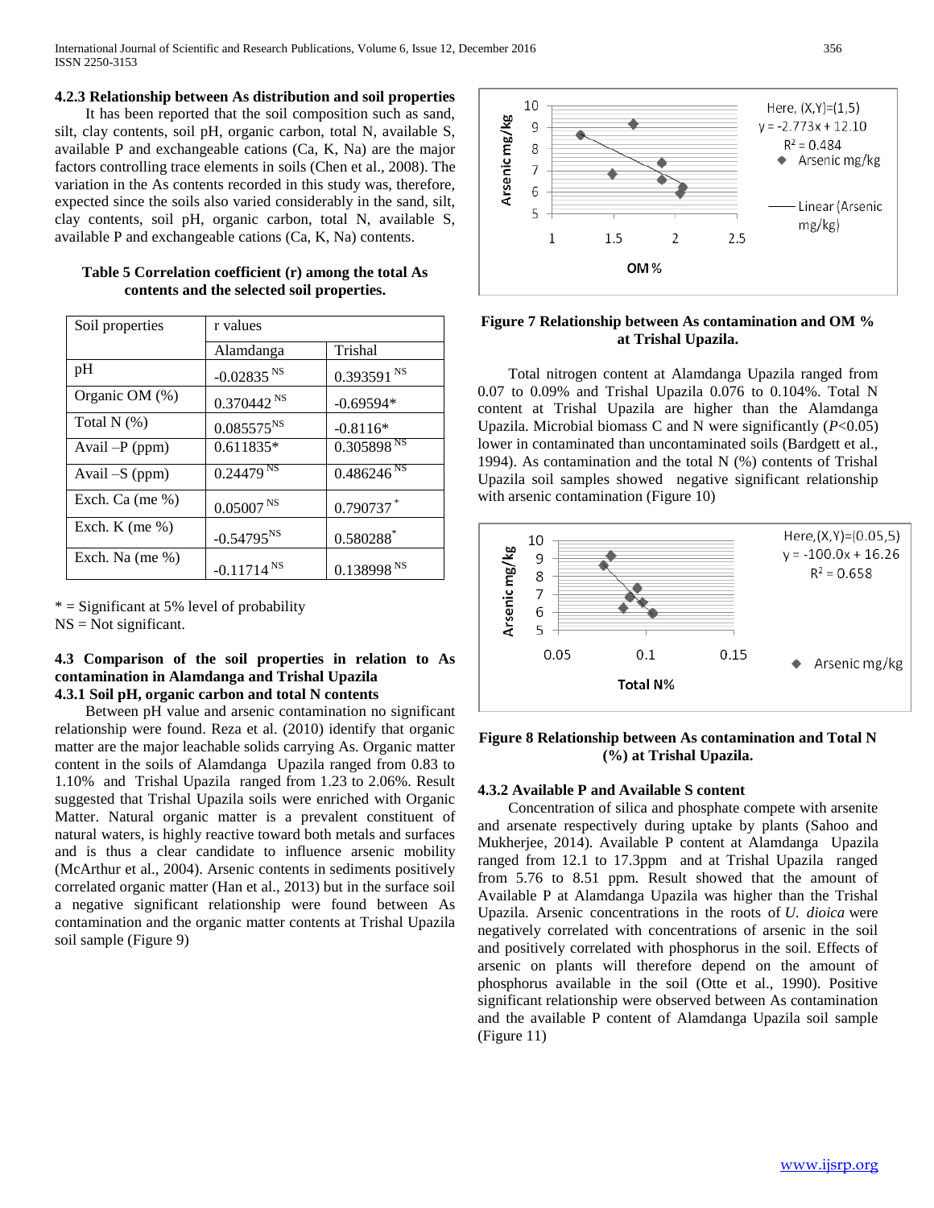#### 4.2.3 Relationship between As distribution and soil properties

It has been reported that the soil composition such as sand, silt, clay contents, soil pH, organic carbon, total N, available S, available P and exchangeable cations (Ca, K, Na) are the major factors controlling trace elements in soils (Chen et al., 2008). The variation in the As contents recorded in this study was, therefore, expected since the soils also varied considerably in the sand, silt, clay contents, soil pH, organic carbon, total N, available S, available P and exchangeable cations (Ca, K, Na) contents.

**Table 5 Correlation coefficient (r) among the total As contents and the selected soil properties.**

| Soil properties | r values | |
|---|---|---|
| | Alamdanga | Trishal |
| pH | -0.02835 NS | 0.393591 NS |
| Organic OM (%) | 0.370442 NS | -0.69594* |
| Total N (%) | 0.085575NS | -0.8116* |
| Avail –P (ppm) | 0.611835* | 0.305898 NS |
| Avail –S (ppm) | 0.24479 NS | 0.486246 NS |
| Exch. Ca (me %) | 0.05007 NS | 0.790737 * |
| Exch. K (me %) | -0.54795NS | 0.580288* |
| Exch. Na (me %) | -0.11714 NS | 0.138998 NS |

* = Significant at 5% level of probability
NS = Not significant.

#### 4.3 Comparison of the soil properties in relation to As contamination in Alamdanga and Trishal Upazila

#### 4.3.1 Soil pH, organic carbon and total N contents

Between pH value and arsenic contamination no significant relationship were found. Reza et al. (2010) identify that organic matter are the major leachable solids carrying As. Organic matter content in the soils of Alamdanga Upazila ranged from 0.83 to 1.10% and Trishal Upazila ranged from 1.23 to 2.06%. Result suggested that Trishal Upazila soils were enriched with Organic Matter. Natural organic matter is a prevalent constituent of natural waters, is highly reactive toward both metals and surfaces and is thus a clear candidate to influence arsenic mobility (McArthur et al., 2004). Arsenic contents in sediments positively correlated organic matter (Han et al., 2013) but in the surface soil a negative significant relationship were found between As contamination and the organic matter contents at Trishal Upazila soil sample (Figure 9)

Here, (X,Y)=(1,5)
$y = -2.773x + 12.10$
$R^2 = 0.484$

**Figure 7 Relationship between As contamination and OM % at Trishal Upazila.**

Total nitrogen content at Alamdanga Upazila ranged from 0.07 to 0.09% and Trishal Upazila 0.076 to 0.104%. Total N content at Trishal Upazila are higher than the Alamdanga Upazila. Microbial biomass C and N were significantly ($P<0.05$) lower in contaminated than uncontaminated soils (Bardgett et al., 1994). As contamination and the total N (%) contents of Trishal Upazila soil samples showed negative significant relationship with arsenic contamination (Figure 10)

Here,(X,Y)=(0.05,5)
$y = -100.0x + 16.26$
$R^2 = 0.658$

**Figure 8 Relationship between As contamination and Total N (%) at Trishal Upazila.**

#### 4.3.2 Available P and Available S content

Concentration of silica and phosphate compete with arsenite and arsenate respectively during uptake by plants (Sahoo and Mukherjee, 2014). Available P content at Alamdanga Upazila ranged from 12.1 to 17.3ppm and at Trishal Upazila ranged from 5.76 to 8.51 ppm. Result showed that the amount of Available P at Alamdanga Upazila was higher than the Trishal Upazila. Arsenic concentrations in the roots of *U. dioica* were negatively correlated with concentrations of arsenic in the soil and positively correlated with phosphorus in the soil. Effects of arsenic on plants will therefore depend on the amount of phosphorus available in the soil (Otte et al., 1990). Positive significant relationship were observed between As contamination and the available P content of Alamdanga Upazila soil sample (Figure 11)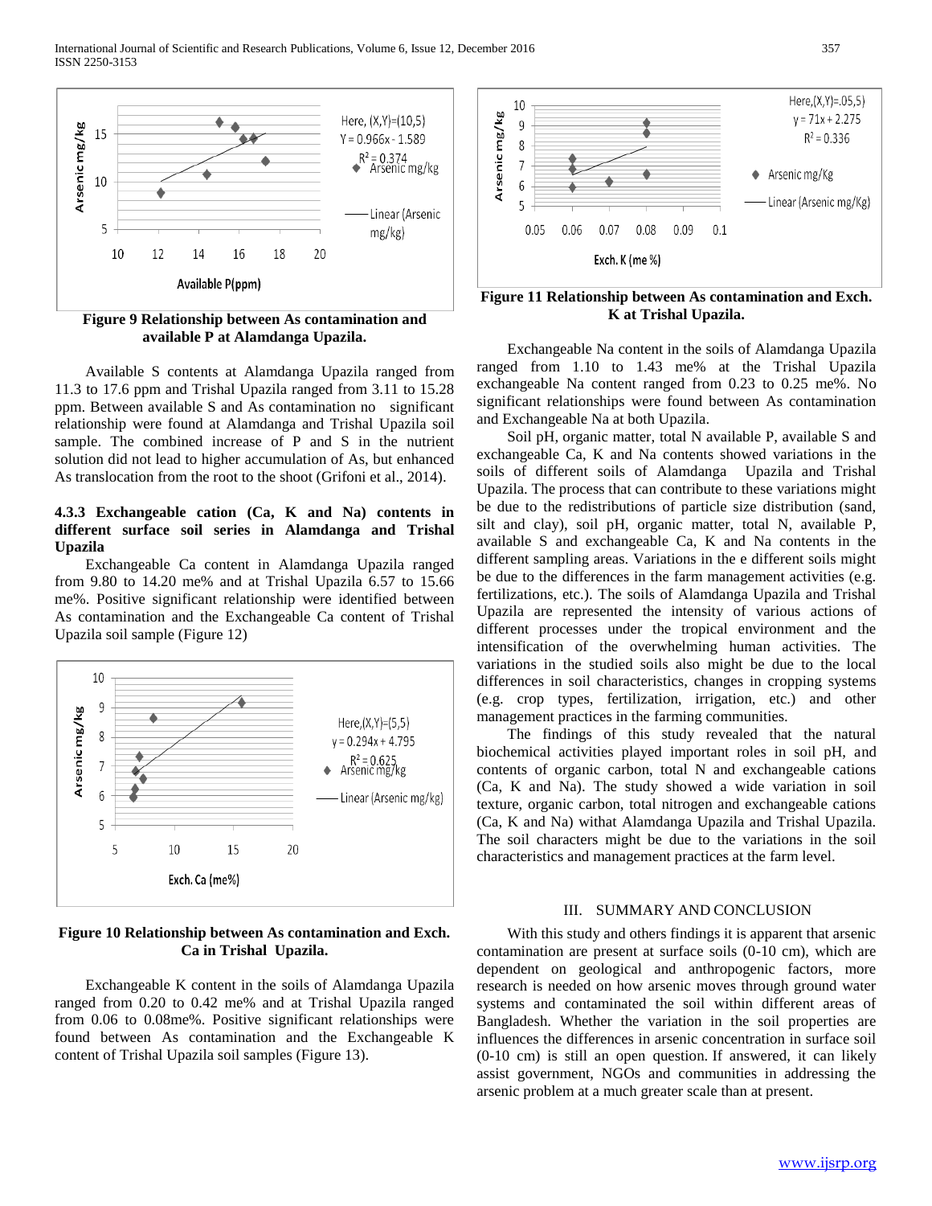**Figure 9 Relationship between As contamination and available P at Alamdanga Upazila.**

Available S contents at Alamdanga Upazila ranged from 11.3 to 17.6 ppm and Trishal Upazila ranged from 3.11 to 15.28 ppm. Between available S and As contamination no significant relationship were found at Alamdanga and Trishal Upazila soil sample. The combined increase of P and S in the nutrient solution did not lead to higher accumulation of As, but enhanced As translocation from the root to the shoot (Grifoni et al., 2014).

#### 4.3.3 Exchangeable cation (Ca, K and Na) contents in different surface soil series in Alamdanga and Trishal Upazila

Exchangeable Ca content in Alamdanga Upazila ranged from 9.80 to 14.20 me% and at Trishal Upazila 6.57 to 15.66 me%. Positive significant relationship were identified between As contamination and the Exchangeable Ca content of Trishal Upazila soil sample (Figure 12)

**Figure 10 Relationship between As contamination and Exch. Ca in Trishal Upazila.**

Exchangeable K content in the soils of Alamdanga Upazila ranged from 0.20 to 0.42 me% and at Trishal Upazila ranged from 0.06 to 0.08me%. Positive significant relationships were found between As contamination and the Exchangeable K content of Trishal Upazila soil samples (Figure 13).

**Figure 11 Relationship between As contamination and Exch. K at Trishal Upazila.**

Exchangeable Na content in the soils of Alamdanga Upazila ranged from 1.10 to 1.43 me% at the Trishal Upazila exchangeable Na content ranged from 0.23 to 0.25 me%. No significant relationships were found between As contamination and Exchangeable Na at both Upazila.

Soil pH, organic matter, total N available P, available S and exchangeable Ca, K and Na contents showed variations in the soils of different soils of Alamdanga Upazila and Trishal Upazila. The process that can contribute to these variations might be due to the redistributions of particle size distribution (sand, silt and clay), soil pH, organic matter, total N, available P, available S and exchangeable Ca, K and Na contents in the different sampling areas. Variations in the e different soils might be due to the differences in the farm management activities (e.g. fertilizations, etc.). The soils of Alamdanga Upazila and Trishal Upazila are represented the intensity of various actions of different processes under the tropical environment and the intensification of the overwhelming human activities. The variations in the studied soils also might be due to the local differences in soil characteristics, changes in cropping systems (e.g. crop types, fertilization, irrigation, etc.) and other management practices in the farming communities.

The findings of this study revealed that the natural biochemical activities played important roles in soil pH, and contents of organic carbon, total N and exchangeable cations (Ca, K and Na). The study showed a wide variation in soil texture, organic carbon, total nitrogen and exchangeable cations (Ca, K and Na) withat Alamdanga Upazila and Trishal Upazila. The soil characters might be due to the variations in the soil characteristics and management practices at the farm level.

## III. SUMMARY AND CONCLUSION

With this study and others findings it is apparent that arsenic contamination are present at surface soils (0-10 cm), which are dependent on geological and anthropogenic factors, more research is needed on how arsenic moves through ground water systems and contaminated the soil within different areas of Bangladesh. Whether the variation in the soil properties are influences the differences in arsenic concentration in surface soil (0-10 cm) is still an open question. If answered, it can likely assist government, NGOs and communities in addressing the arsenic problem at a much greater scale than at present.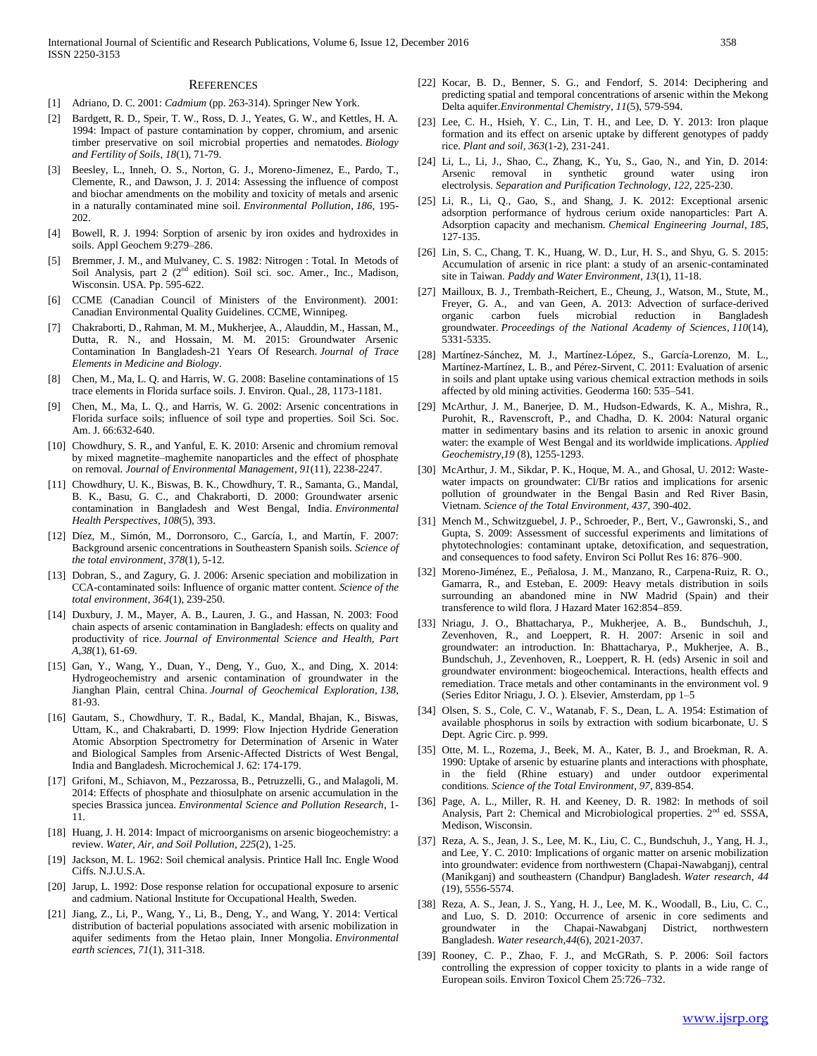## REFERENCES

[1] Adriano, D. C. 2001: *Cadmium* (pp. 263-314). Springer New York.

[2] Bardgett, R. D., Speir, T. W., Ross, D. J., Yeates, G. W., and Kettles, H. A. 1994: Impact of pasture contamination by copper, chromium, and arsenic timber preservative on soil microbial properties and nematodes. *Biology and Fertility of Soils*, *18*(1), 71-79.

[3] Beesley, L., Inneh, O. S., Norton, G. J., Moreno-Jimenez, E., Pardo, T., Clemente, R., and Dawson, J. J. 2014: Assessing the influence of compost and biochar amendments on the mobility and toxicity of metals and arsenic in a naturally contaminated mine soil. *Environmental Pollution*, *186*, 195-202.

[4] Bowell, R. J. 1994: Sorption of arsenic by iron oxides and hydroxides in soils. Appl Geochem 9:279–286.

[5] Bremmer, J. M., and Mulvaney, C. S. 1982: Nitrogen : Total. In Metods of Soil Analysis, part 2 (2nd edition). Soil sci. soc. Amer., Inc., Madison, Wisconsin. USA. Pp. 595-622.

[6] CCME (Canadian Council of Ministers of the Environment). 2001: Canadian Environmental Quality Guidelines. CCME, Winnipeg.

[7] Chakraborti, D., Rahman, M. M., Mukherjee, A., Alauddin, M., Hassan, M., Dutta, R. N., and Hossain, M. M. 2015: Groundwater Arsenic Contamination In Bangladesh-21 Years Of Research. *Journal of Trace Elements in Medicine and Biology*.

[8] Chen, M., Ma, L. Q. and Harris, W. G. 2008: Baseline contaminations of 15 trace elements in Florida surface soils. J. Environ. Qual., 28, 1173-1181.

[9] Chen, M., Ma, L. Q., and Harris, W. G. 2002: Arsenic concentrations in Florida surface soils; influence of soil type and properties. Soil Sci. Soc. Am. J. 66:632-640.

[10] Chowdhury, S. R., and Yanful, E. K. 2010: Arsenic and chromium removal by mixed magnetite–maghemite nanoparticles and the effect of phosphate on removal. *Journal of Environmental Management*, *91*(11), 2238-2247.

[11] Chowdhury, U. K., Biswas, B. K., Chowdhury, T. R., Samanta, G., Mandal, B. K., Basu, G. C., and Chakraborti, D. 2000: Groundwater arsenic contamination in Bangladesh and West Bengal, India. *Environmental Health Perspectives*, *108*(5), 393.

[12] Díez, M., Simón, M., Dorronsoro, C., García, I., and Martín, F. 2007: Background arsenic concentrations in Southeastern Spanish soils. *Science of the total environment*, *378*(1), 5-12.

[13] Dobran, S., and Zagury, G. J. 2006: Arsenic speciation and mobilization in CCA-contaminated soils: Influence of organic matter content. *Science of the total environment*, *364*(1), 239-250.

[14] Duxbury, J. M., Mayer, A. B., Lauren, J. G., and Hassan, N. 2003: Food chain aspects of arsenic contamination in Bangladesh: effects on quality and productivity of rice. *Journal of Environmental Science and Health, Part A*,*38*(1), 61-69.

[15] Gan, Y., Wang, Y., Duan, Y., Deng, Y., Guo, X., and Ding, X. 2014: Hydrogeochemistry and arsenic contamination of groundwater in the Jianghan Plain, central China. *Journal of Geochemical Exploration*, *138*, 81-93.

[16] Gautam, S., Chowdhury, T. R., Badal, K., Mandal, Bhajan, K., Biswas, Uttam, K., and Chakrabarti, D. 1999: Flow Injection Hydride Generation Atomic Absorption Spectrometry for Determination of Arsenic in Water and Biological Samples from Arsenic-Affected Districts of West Bengal, India and Bangladesh. Microchemical J. 62: 174-179.

[17] Grifoni, M., Schiavon, M., Pezzarossa, B., Petruzzelli, G., and Malagoli, M. 2014: Effects of phosphate and thiosulphate on arsenic accumulation in the species Brassica juncea. *Environmental Science and Pollution Research*, 1-11.

[18] Huang, J. H. 2014: Impact of microorganisms on arsenic biogeochemistry: a review. *Water, Air, and Soil Pollution*, *225*(2), 1-25.

[19] Jackson, M. L. 1962: Soil chemical analysis. Printice Hall Inc. Engle Wood Ciffs. N.J.U.S.A.

[20] Jarup, L. 1992: Dose response relation for occupational exposure to arsenic and cadmium. National Institute for Occupational Health, Sweden.

[21] Jiang, Z., Li, P., Wang, Y., Li, B., Deng, Y., and Wang, Y. 2014: Vertical distribution of bacterial populations associated with arsenic mobilization in aquifer sediments from the Hetao plain, Inner Mongolia. *Environmental earth sciences*, *71*(1), 311-318.

[22] Kocar, B. D., Benner, S. G., and Fendorf, S. 2014: Deciphering and predicting spatial and temporal concentrations of arsenic within the Mekong Delta aquifer.*Environmental Chemistry*, *11*(5), 579-594.

[23] Lee, C. H., Hsieh, Y. C., Lin, T. H., and Lee, D. Y. 2013: Iron plaque formation and its effect on arsenic uptake by different genotypes of paddy rice. *Plant and soil*, *363*(1-2), 231-241.

[24] Li, L., Li, J., Shao, C., Zhang, K., Yu, S., Gao, N., and Yin, D. 2014: Arsenic removal in synthetic ground water using iron electrolysis. *Separation and Purification Technology*, *122*, 225-230.

[25] Li, R., Li, Q., Gao, S., and Shang, J. K. 2012: Exceptional arsenic adsorption performance of hydrous cerium oxide nanoparticles: Part A. Adsorption capacity and mechanism. *Chemical Engineering Journal*, *185*, 127-135.

[26] Lin, S. C., Chang, T. K., Huang, W. D., Lur, H. S., and Shyu, G. S. 2015: Accumulation of arsenic in rice plant: a study of an arsenic-contaminated site in Taiwan. *Paddy and Water Environment*, *13*(1), 11-18.

[27] Mailloux, B. J., Trembath-Reichert, E., Cheung, J., Watson, M., Stute, M., Freyer, G. A., and van Geen, A. 2013: Advection of surface-derived organic carbon fuels microbial reduction in Bangladesh groundwater. *Proceedings of the National Academy of Sciences*, *110*(14), 5331-5335.

[28] Martínez-Sánchez, M. J., Martínez-López, S., García-Lorenzo, M. L., Martínez-Martínez, L. B., and Pérez-Sirvent, C. 2011: Evaluation of arsenic in soils and plant uptake using various chemical extraction methods in soils affected by old mining activities. Geoderma 160: 535–541.

[29] McArthur, J. M., Banerjee, D. M., Hudson-Edwards, K. A., Mishra, R., Purohit, R., Ravenscroft, P., and Chadha, D. K. 2004: Natural organic matter in sedimentary basins and its relation to arsenic in anoxic ground water: the example of West Bengal and its worldwide implications. *Applied Geochemistry*,*19* (8), 1255-1293.

[30] McArthur, J. M., Sikdar, P. K., Hoque, M. A., and Ghosal, U. 2012: Waste-water impacts on groundwater: Cl/Br ratios and implications for arsenic pollution of groundwater in the Bengal Basin and Red River Basin, Vietnam. *Science of the Total Environment*, *437*, 390-402.

[31] Mench M., Schwitzguebel, J. P., Schroeder, P., Bert, V., Gawronski, S., and Gupta, S. 2009: Assessment of successful experiments and limitations of phytotechnologies: contaminant uptake, detoxification, and sequestration, and consequences to food safety. Environ Sci Pollut Res 16: 876–900.

[32] Moreno-Jiménez, E., Peñalosa, J. M., Manzano, R., Carpena-Ruiz, R. O., Gamarra, R., and Esteban, E. 2009: Heavy metals distribution in soils surrounding an abandoned mine in NW Madrid (Spain) and their transference to wild flora. J Hazard Mater 162:854–859.

[33] Nriagu, J. O., Bhattacharya, P., Mukherjee, A. B., Bundschuh, J., Zevenhoven, R., and Loeppert, R. H. 2007: Arsenic in soil and groundwater: an introduction. In: Bhattacharya, P., Mukherjee, A. B., Bundschuh, J., Zevenhoven, R., Loeppert, R. H. (eds) Arsenic in soil and groundwater environment: biogeochemical. Interactions, health effects and remediation. Trace metals and other contaminants in the environment vol. 9 (Series Editor Nriagu, J. O. ). Elsevier, Amsterdam, pp 1–5

[34] Olsen, S. S., Cole, C. V., Watanab, F. S., Dean, L. A. 1954: Estimation of available phosphorus in soils by extraction with sodium bicarbonate, U. S Dept. Agric Circ. p. 999.

[35] Otte, M. L., Rozema, J., Beek, M. A., Kater, B. J., and Broekman, R. A. 1990: Uptake of arsenic by estuarine plants and interactions with phosphate, in the field (Rhine estuary) and under outdoor experimental conditions. *Science of the Total Environment*, *97*, 839-854.

[36] Page, A. L., Miller, R. H. and Keeney, D. R. 1982: In methods of soil Analysis, Part 2: Chemical and Microbiological properties. 2nd ed. SSSA, Medison, Wisconsin.

[37] Reza, A. S., Jean, J. S., Lee, M. K., Liu, C. C., Bundschuh, J., Yang, H. J., and Lee, Y. C. 2010: Implications of organic matter on arsenic mobilization into groundwater: evidence from northwestern (Chapai-Nawabganj), central (Manikganj) and southeastern (Chandpur) Bangladesh. *Water research*, *44* (19), 5556-5574.

[38] Reza, A. S., Jean, J. S., Yang, H. J., Lee, M. K., Woodall, B., Liu, C. C., and Luo, S. D. 2010: Occurrence of arsenic in core sediments and groundwater in the Chapai-Nawabganj District, northwestern Bangladesh. *Water research*,*44*(6), 2021-2037.

[39] Rooney, C. P., Zhao, F. J., and McGRath, S. P. 2006: Soil factors controlling the expression of copper toxicity to plants in a wide range of European soils. Environ Toxicol Chem 25:726–732.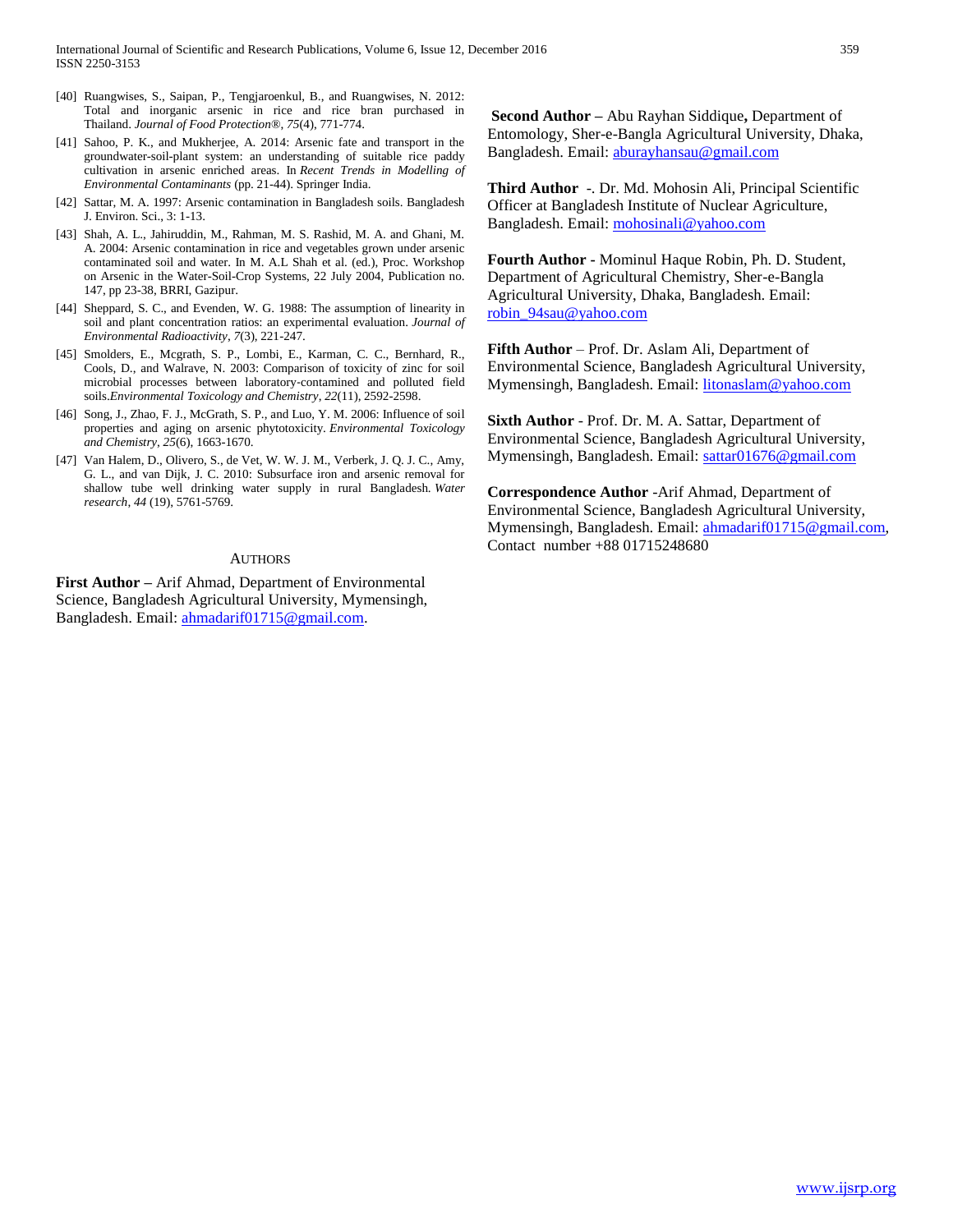[40] Ruangwises, S., Saipan, P., Tengjaroenkul, B., and Ruangwises, N. 2012: Total and inorganic arsenic in rice and rice bran purchased in Thailand. *Journal of Food Protection®*, *75*(4), 771-774.

[41] Sahoo, P. K., and Mukherjee, A. 2014: Arsenic fate and transport in the groundwater-soil-plant system: an understanding of suitable rice paddy cultivation in arsenic enriched areas. In *Recent Trends in Modelling of Environmental Contaminants* (pp. 21-44). Springer India.

[42] Sattar, M. A. 1997: Arsenic contamination in Bangladesh soils. Bangladesh J. Environ. Sci., 3: 1-13.

[43] Shah, A. L., Jahiruddin, M., Rahman, M. S. Rashid, M. A. and Ghani, M. A. 2004: Arsenic contamination in rice and vegetables grown under arsenic contaminated soil and water. In M. A.L Shah et al. (ed.), Proc. Workshop on Arsenic in the Water-Soil-Crop Systems, 22 July 2004, Publication no. 147, pp 23-38, BRRI, Gazipur.

[44] Sheppard, S. C., and Evenden, W. G. 1988: The assumption of linearity in soil and plant concentration ratios: an experimental evaluation. *Journal of Environmental Radioactivity*, *7*(3), 221-247.

[45] Smolders, E., Mcgrath, S. P., Lombi, E., Karman, C. C., Bernhard, R., Cools, D., and Walrave, N. 2003: Comparison of toxicity of zinc for soil microbial processes between laboratory-contamined and polluted field soils.*Environmental Toxicology and Chemistry*, *22*(11), 2592-2598.

[46] Song, J., Zhao, F. J., McGrath, S. P., and Luo, Y. M. 2006: Influence of soil properties and aging on arsenic phytotoxicity. *Environmental Toxicology and Chemistry*, *25*(6), 1663-1670.

[47] Van Halem, D., Olivero, S., de Vet, W. W. J. M., Verberk, J. Q. J. C., Amy, G. L., and van Dijk, J. C. 2010: Subsurface iron and arsenic removal for shallow tube well drinking water supply in rural Bangladesh. *Water research*, *44* (19), 5761-5769.

## AUTHORS

**First Author –** Arif Ahmad, Department of Environmental Science, Bangladesh Agricultural University, Mymensingh, Bangladesh. Email: ahmadarif01715@gmail.com.

**Second Author –** Abu Rayhan Siddique**,** Department of Entomology, Sher-e-Bangla Agricultural University, Dhaka, Bangladesh. Email: aburayhansau@gmail.com

**Third Author** -. Dr. Md. Mohosin Ali, Principal Scientific Officer at Bangladesh Institute of Nuclear Agriculture, Bangladesh. Email: mohosinali@yahoo.com

**Fourth Author -** Mominul Haque Robin, Ph. D. Student, Department of Agricultural Chemistry, Sher-e-Bangla Agricultural University, Dhaka, Bangladesh. Email: robin_94sau@yahoo.com

**Fifth Author** – Prof. Dr. Aslam Ali, Department of Environmental Science, Bangladesh Agricultural University, Mymensingh, Bangladesh. Email: litonaslam@yahoo.com

**Sixth Author** - Prof. Dr. M. A. Sattar, Department of Environmental Science, Bangladesh Agricultural University, Mymensingh, Bangladesh. Email: sattar01676@gmail.com

**Correspondence Author** -Arif Ahmad, Department of Environmental Science, Bangladesh Agricultural University, Mymensingh, Bangladesh. Email: ahmadarif01715@gmail.com, Contact number +88 01715248680